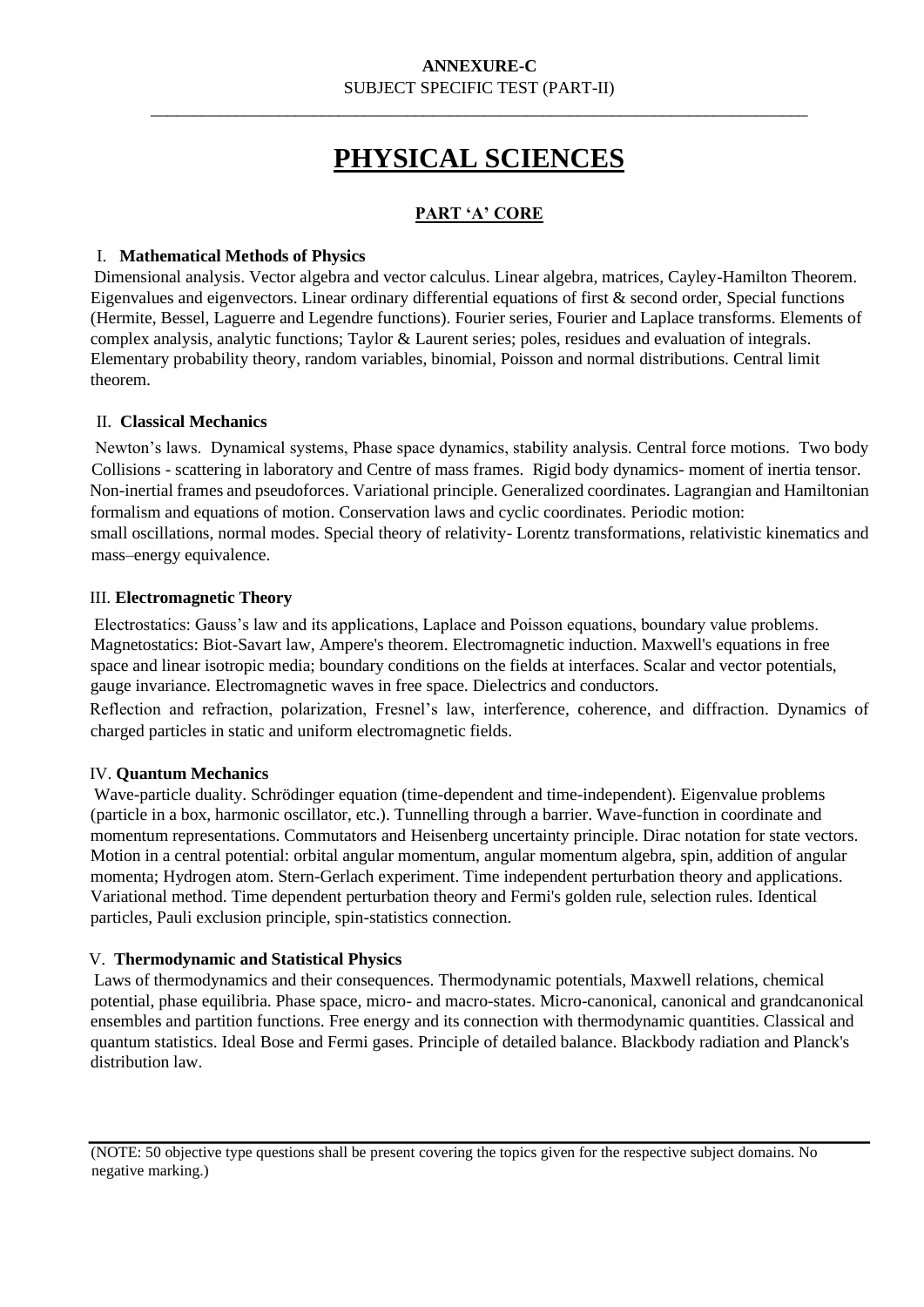**ANNEXURE-C**

SUBJECT SPECIFIC TEST (PART-II)

---

# PHYSICAL SCIENCES

## PART 'A' CORE

### I. Mathematical Methods of Physics

Dimensional analysis. Vector algebra and vector calculus. Linear algebra, matrices, Cayley-Hamilton Theorem. Eigenvalues and eigenvectors. Linear ordinary differential equations of first & second order, Special functions (Hermite, Bessel, Laguerre and Legendre functions). Fourier series, Fourier and Laplace transforms. Elements of complex analysis, analytic functions; Taylor & Laurent series; poles, residues and evaluation of integrals. Elementary probability theory, random variables, binomial, Poisson and normal distributions. Central limit theorem.

### II. Classical Mechanics

Newton's laws. Dynamical systems, Phase space dynamics, stability analysis. Central force motions. Two body Collisions - scattering in laboratory and Centre of mass frames. Rigid body dynamics- moment of inertia tensor. Non-inertial frames and pseudoforces. Variational principle. Generalized coordinates. Lagrangian and Hamiltonian formalism and equations of motion. Conservation laws and cyclic coordinates. Periodic motion: small oscillations, normal modes. Special theory of relativity- Lorentz transformations, relativistic kinematics and mass–energy equivalence.

### III. Electromagnetic Theory

Electrostatics: Gauss's law and its applications, Laplace and Poisson equations, boundary value problems. Magnetostatics: Biot-Savart law, Ampere's theorem. Electromagnetic induction. Maxwell's equations in free space and linear isotropic media; boundary conditions on the fields at interfaces. Scalar and vector potentials, gauge invariance. Electromagnetic waves in free space. Dielectrics and conductors.

Reflection and refraction, polarization, Fresnel's law, interference, coherence, and diffraction. Dynamics of charged particles in static and uniform electromagnetic fields.

### IV. Quantum Mechanics

Wave-particle duality. Schrödinger equation (time-dependent and time-independent). Eigenvalue problems (particle in a box, harmonic oscillator, etc.). Tunnelling through a barrier. Wave-function in coordinate and momentum representations. Commutators and Heisenberg uncertainty principle. Dirac notation for state vectors. Motion in a central potential: orbital angular momentum, angular momentum algebra, spin, addition of angular momenta; Hydrogen atom. Stern-Gerlach experiment. Time independent perturbation theory and applications. Variational method. Time dependent perturbation theory and Fermi's golden rule, selection rules. Identical particles, Pauli exclusion principle, spin-statistics connection.

### V. Thermodynamic and Statistical Physics

Laws of thermodynamics and their consequences. Thermodynamic potentials, Maxwell relations, chemical potential, phase equilibria. Phase space, micro- and macro-states. Micro-canonical, canonical and grandcanonical ensembles and partition functions. Free energy and its connection with thermodynamic quantities. Classical and quantum statistics. Ideal Bose and Fermi gases. Principle of detailed balance. Blackbody radiation and Planck's distribution law.

---

(NOTE: 50 objective type questions shall be present covering the topics given for the respective subject domains. No negative marking.)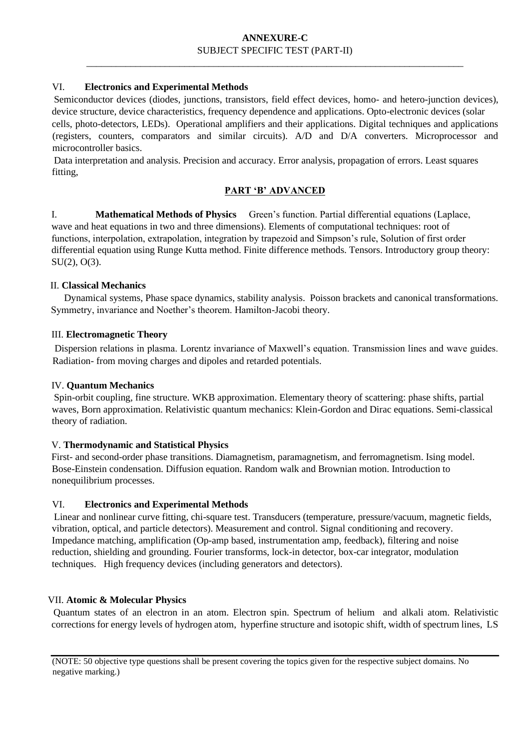**ANNEXURE-C**
SUBJECT SPECIFIC TEST (PART-II)

---

### VI. **Electronics and Experimental Methods**

Semiconductor devices (diodes, junctions, transistors, field effect devices, homo- and hetero-junction devices), device structure, device characteristics, frequency dependence and applications. Opto-electronic devices (solar cells, photo-detectors, LEDs). Operational amplifiers and their applications. Digital techniques and applications (registers, counters, comparators and similar circuits). A/D and D/A converters. Microprocessor and microcontroller basics.

Data interpretation and analysis. Precision and accuracy. Error analysis, propagation of errors. Least squares fitting,

## PART 'B' ADVANCED

### I. **Mathematical Methods of Physics**

Green's function. Partial differential equations (Laplace, wave and heat equations in two and three dimensions). Elements of computational techniques: root of functions, interpolation, extrapolation, integration by trapezoid and Simpson's rule, Solution of first order differential equation using Runge Kutta method. Finite difference methods. Tensors. Introductory group theory: SU(2), O(3).

### II. **Classical Mechanics**

Dynamical systems, Phase space dynamics, stability analysis. Poisson brackets and canonical transformations. Symmetry, invariance and Noether's theorem. Hamilton-Jacobi theory.

### III. **Electromagnetic Theory**

Dispersion relations in plasma. Lorentz invariance of Maxwell's equation. Transmission lines and wave guides. Radiation- from moving charges and dipoles and retarded potentials.

### IV. **Quantum Mechanics**

Spin-orbit coupling, fine structure. WKB approximation. Elementary theory of scattering: phase shifts, partial waves, Born approximation. Relativistic quantum mechanics: Klein-Gordon and Dirac equations. Semi-classical theory of radiation.

### V. **Thermodynamic and Statistical Physics**

First- and second-order phase transitions. Diamagnetism, paramagnetism, and ferromagnetism. Ising model. Bose-Einstein condensation. Diffusion equation. Random walk and Brownian motion. Introduction to nonequilibrium processes.

### VI. **Electronics and Experimental Methods**

Linear and nonlinear curve fitting, chi-square test. Transducers (temperature, pressure/vacuum, magnetic fields, vibration, optical, and particle detectors). Measurement and control. Signal conditioning and recovery. Impedance matching, amplification (Op-amp based, instrumentation amp, feedback), filtering and noise reduction, shielding and grounding. Fourier transforms, lock-in detector, box-car integrator, modulation techniques. High frequency devices (including generators and detectors).

### VII. **Atomic & Molecular Physics**

Quantum states of an electron in an atom. Electron spin. Spectrum of helium and alkali atom. Relativistic corrections for energy levels of hydrogen atom, hyperfine structure and isotopic shift, width of spectrum lines, LS

---

(NOTE: 50 objective type questions shall be present covering the topics given for the respective subject domains. No negative marking.)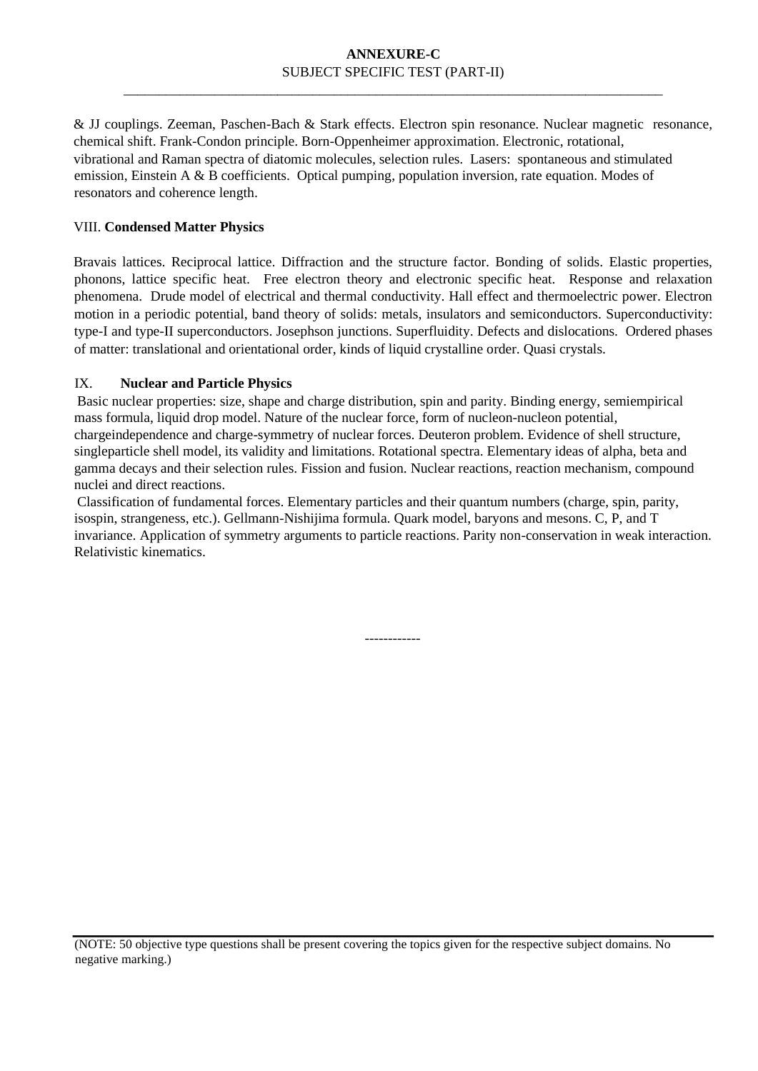& JJ couplings. Zeeman, Paschen-Bach & Stark effects. Electron spin resonance. Nuclear magnetic resonance, chemical shift. Frank-Condon principle. Born-Oppenheimer approximation. Electronic, rotational, vibrational and Raman spectra of diatomic molecules, selection rules. Lasers: spontaneous and stimulated emission, Einstein A & B coefficients. Optical pumping, population inversion, rate equation. Modes of resonators and coherence length.

VIII. **Condensed Matter Physics**

Bravais lattices. Reciprocal lattice. Diffraction and the structure factor. Bonding of solids. Elastic properties, phonons, lattice specific heat. Free electron theory and electronic specific heat. Response and relaxation phenomena. Drude model of electrical and thermal conductivity. Hall effect and thermoelectric power. Electron motion in a periodic potential, band theory of solids: metals, insulators and semiconductors. Superconductivity: type-I and type-II superconductors. Josephson junctions. Superfluidity. Defects and dislocations. Ordered phases of matter: translational and orientational order, kinds of liquid crystalline order. Quasi crystals.

IX. **Nuclear and Particle Physics**

Basic nuclear properties: size, shape and charge distribution, spin and parity. Binding energy, semiempirical mass formula, liquid drop model. Nature of the nuclear force, form of nucleon-nucleon potential, chargeindependence and charge-symmetry of nuclear forces. Deuteron problem. Evidence of shell structure, singleparticle shell model, its validity and limitations. Rotational spectra. Elementary ideas of alpha, beta and gamma decays and their selection rules. Fission and fusion. Nuclear reactions, reaction mechanism, compound nuclei and direct reactions.

Classification of fundamental forces. Elementary particles and their quantum numbers (charge, spin, parity, isospin, strangeness, etc.). Gellmann-Nishijima formula. Quark model, baryons and mesons. C, P, and T invariance. Application of symmetry arguments to particle reactions. Parity non-conservation in weak interaction. Relativistic kinematics.

------------

(NOTE: 50 objective type questions shall be present covering the topics given for the respective subject domains. No negative marking.)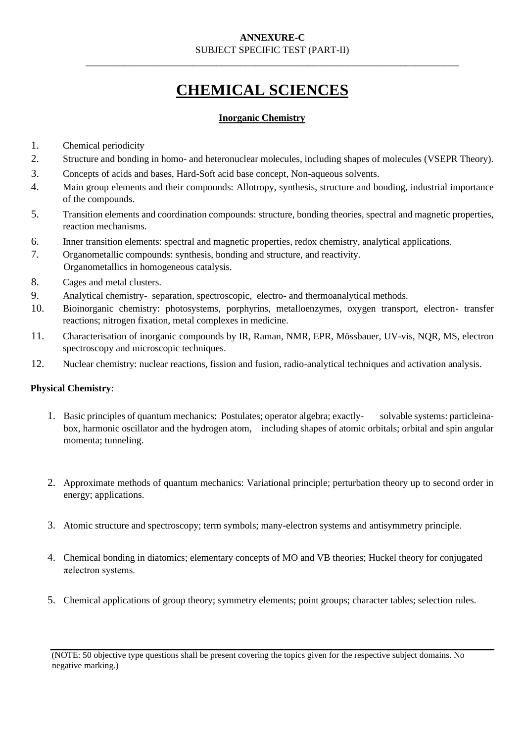**ANNEXURE-C**

SUBJECT SPECIFIC TEST (PART-II)

---

# CHEMICAL SCIENCES

## Inorganic Chemistry

1. Chemical periodicity
2. Structure and bonding in homo- and heteronuclear molecules, including shapes of molecules (VSEPR Theory).
3. Concepts of acids and bases, Hard-Soft acid base concept, Non-aqueous solvents.
4. Main group elements and their compounds: Allotropy, synthesis, structure and bonding, industrial importance of the compounds.
5. Transition elements and coordination compounds: structure, bonding theories, spectral and magnetic properties, reaction mechanisms.
6. Inner transition elements: spectral and magnetic properties, redox chemistry, analytical applications.
7. Organometallic compounds: synthesis, bonding and structure, and reactivity. Organometallics in homogeneous catalysis.
8. Cages and metal clusters.
9. Analytical chemistry- separation, spectroscopic, electro- and thermoanalytical methods.
10. Bioinorganic chemistry: photosystems, porphyrins, metalloenzymes, oxygen transport, electron- transfer reactions; nitrogen fixation, metal complexes in medicine.
11. Characterisation of inorganic compounds by IR, Raman, NMR, EPR, Mössbauer, UV-vis, NQR, MS, electron spectroscopy and microscopic techniques.
12. Nuclear chemistry: nuclear reactions, fission and fusion, radio-analytical techniques and activation analysis.

**Physical Chemistry**:

1. Basic principles of quantum mechanics: Postulates; operator algebra; exactly- solvable systems: particleinabox, harmonic oscillator and the hydrogen atom, including shapes of atomic orbitals; orbital and spin angular momenta; tunneling.
2. Approximate methods of quantum mechanics: Variational principle; perturbation theory up to second order in energy; applications.
3. Atomic structure and spectroscopy; term symbols; many-electron systems and antisymmetry principle.
4. Chemical bonding in diatomics; elementary concepts of MO and VB theories; Huckel theory for conjugated πelectron systems.
5. Chemical applications of group theory; symmetry elements; point groups; character tables; selection rules.

---

(NOTE: 50 objective type questions shall be present covering the topics given for the respective subject domains. No negative marking.)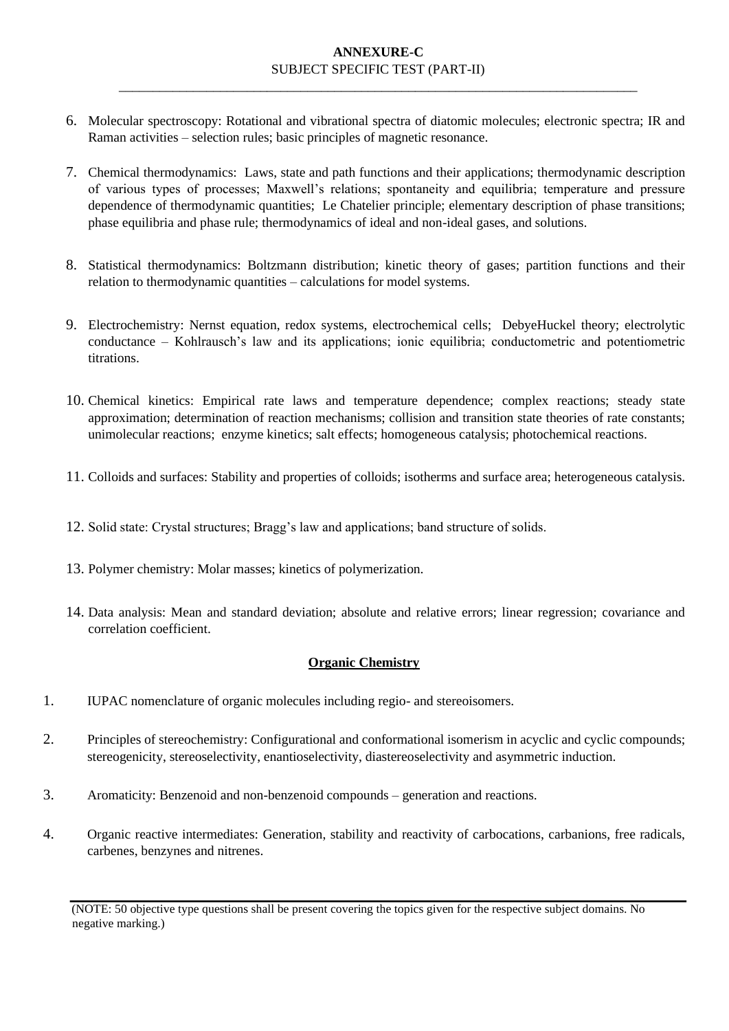**ANNEXURE-C**

SUBJECT SPECIFIC TEST (PART-II)

6. Molecular spectroscopy: Rotational and vibrational spectra of diatomic molecules; electronic spectra; IR and Raman activities – selection rules; basic principles of magnetic resonance.

7. Chemical thermodynamics: Laws, state and path functions and their applications; thermodynamic description of various types of processes; Maxwell's relations; spontaneity and equilibria; temperature and pressure dependence of thermodynamic quantities; Le Chatelier principle; elementary description of phase transitions; phase equilibria and phase rule; thermodynamics of ideal and non-ideal gases, and solutions.

8. Statistical thermodynamics: Boltzmann distribution; kinetic theory of gases; partition functions and their relation to thermodynamic quantities – calculations for model systems.

9. Electrochemistry: Nernst equation, redox systems, electrochemical cells; DebyeHuckel theory; electrolytic conductance – Kohlrausch's law and its applications; ionic equilibria; conductometric and potentiometric titrations.

10. Chemical kinetics: Empirical rate laws and temperature dependence; complex reactions; steady state approximation; determination of reaction mechanisms; collision and transition state theories of rate constants; unimolecular reactions; enzyme kinetics; salt effects; homogeneous catalysis; photochemical reactions.

11. Colloids and surfaces: Stability and properties of colloids; isotherms and surface area; heterogeneous catalysis.

12. Solid state: Crystal structures; Bragg's law and applications; band structure of solids.

13. Polymer chemistry: Molar masses; kinetics of polymerization.

14. Data analysis: Mean and standard deviation; absolute and relative errors; linear regression; covariance and correlation coefficient.

## Organic Chemistry

1. IUPAC nomenclature of organic molecules including regio- and stereoisomers.

2. Principles of stereochemistry: Configurational and conformational isomerism in acyclic and cyclic compounds; stereogenicity, stereoselectivity, enantioselectivity, diastereoselectivity and asymmetric induction.

3. Aromaticity: Benzenoid and non-benzenoid compounds – generation and reactions.

4. Organic reactive intermediates: Generation, stability and reactivity of carbocations, carbanions, free radicals, carbenes, benzynes and nitrenes.

(NOTE: 50 objective type questions shall be present covering the topics given for the respective subject domains. No negative marking.)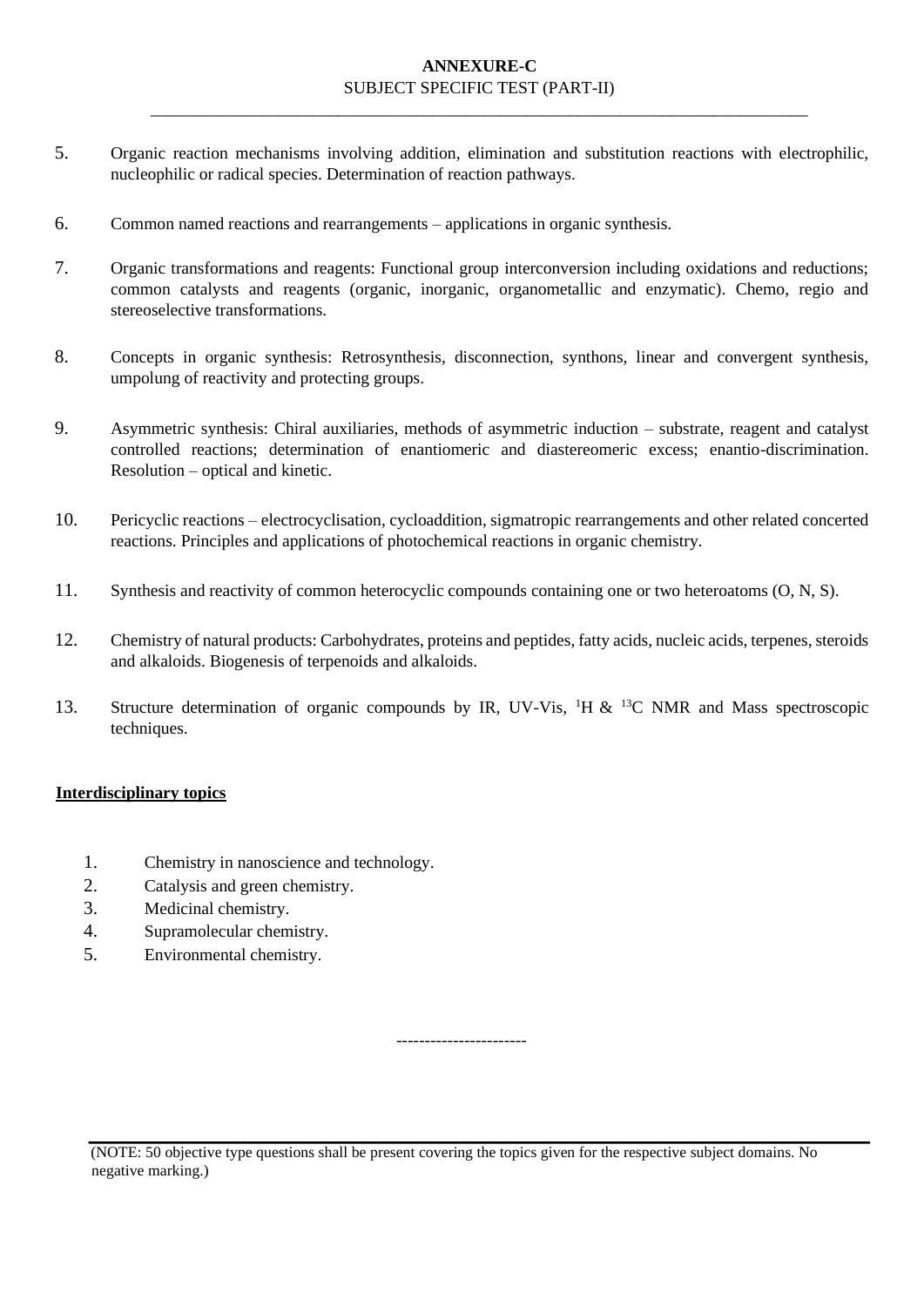**ANNEXURE-C**
SUBJECT SPECIFIC TEST (PART-II)

5. Organic reaction mechanisms involving addition, elimination and substitution reactions with electrophilic, nucleophilic or radical species. Determination of reaction pathways.

6. Common named reactions and rearrangements – applications in organic synthesis.

7. Organic transformations and reagents: Functional group interconversion including oxidations and reductions; common catalysts and reagents (organic, inorganic, organometallic and enzymatic). Chemo, regio and stereoselective transformations.

8. Concepts in organic synthesis: Retrosynthesis, disconnection, synthons, linear and convergent synthesis, umpolung of reactivity and protecting groups.

9. Asymmetric synthesis: Chiral auxiliaries, methods of asymmetric induction – substrate, reagent and catalyst controlled reactions; determination of enantiomeric and diastereomeric excess; enantio-discrimination. Resolution – optical and kinetic.

10. Pericyclic reactions – electrocyclisation, cycloaddition, sigmatropic rearrangements and other related concerted reactions. Principles and applications of photochemical reactions in organic chemistry.

11. Synthesis and reactivity of common heterocyclic compounds containing one or two heteroatoms (O, N, S).

12. Chemistry of natural products: Carbohydrates, proteins and peptides, fatty acids, nucleic acids, terpenes, steroids and alkaloids. Biogenesis of terpenoids and alkaloids.

13. Structure determination of organic compounds by IR, UV-Vis, $^{1}$H & $^{13}$C NMR and Mass spectroscopic techniques.

**Interdisciplinary topics**

1. Chemistry in nanoscience and technology.
2. Catalysis and green chemistry.
3. Medicinal chemistry.
4. Supramolecular chemistry.
5. Environmental chemistry.

----------------------

(NOTE: 50 objective type questions shall be present covering the topics given for the respective subject domains. No negative marking.)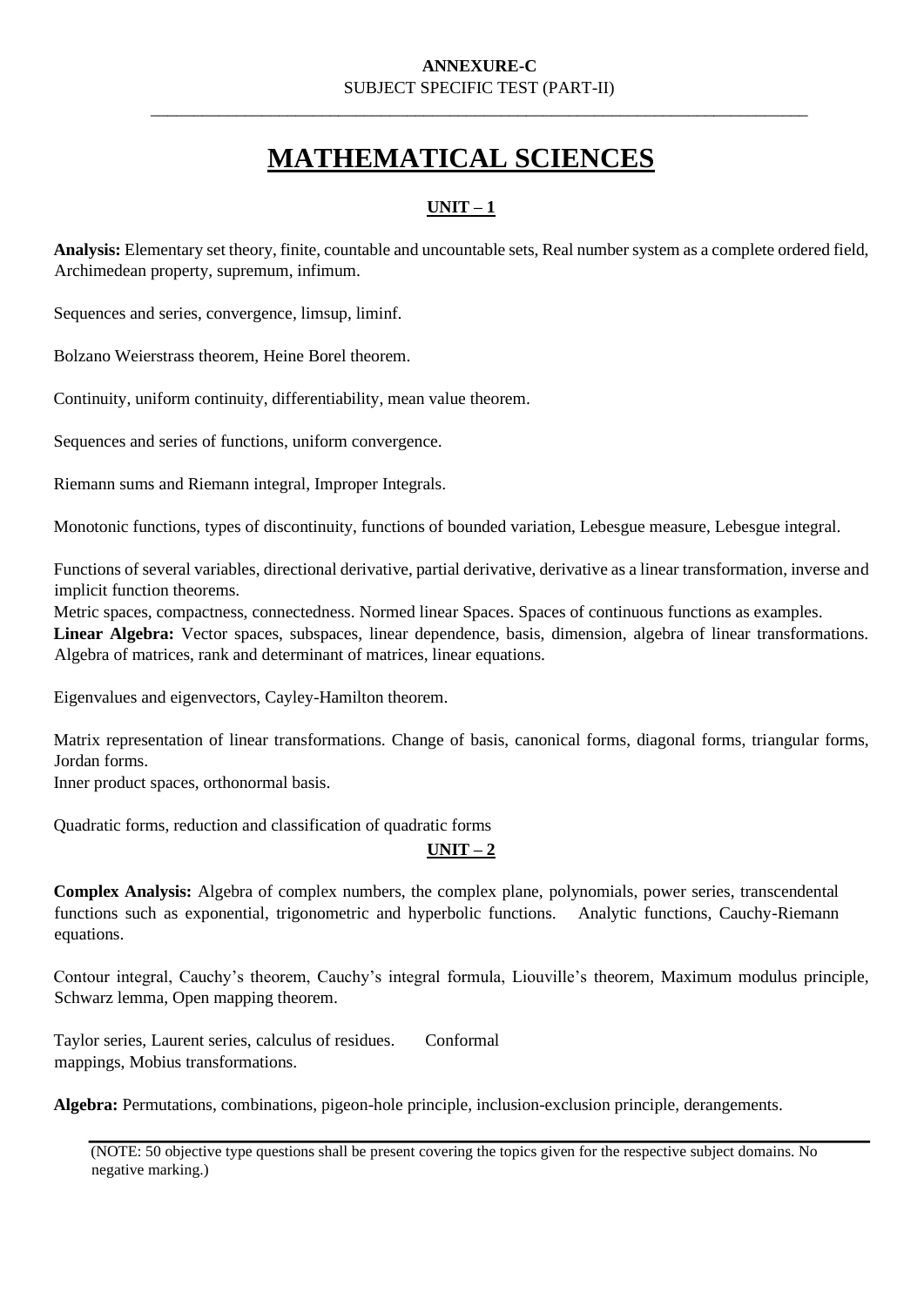**ANNEXURE-C**

SUBJECT SPECIFIC TEST (PART-II)

# MATHEMATICAL SCIENCES

## UNIT – 1

**Analysis:** Elementary set theory, finite, countable and uncountable sets, Real number system as a complete ordered field, Archimedean property, supremum, infimum.

Sequences and series, convergence, limsup, liminf.

Bolzano Weierstrass theorem, Heine Borel theorem.

Continuity, uniform continuity, differentiability, mean value theorem.

Sequences and series of functions, uniform convergence.

Riemann sums and Riemann integral, Improper Integrals.

Monotonic functions, types of discontinuity, functions of bounded variation, Lebesgue measure, Lebesgue integral.

Functions of several variables, directional derivative, partial derivative, derivative as a linear transformation, inverse and implicit function theorems.

Metric spaces, compactness, connectedness. Normed linear Spaces. Spaces of continuous functions as examples.

**Linear Algebra:** Vector spaces, subspaces, linear dependence, basis, dimension, algebra of linear transformations. Algebra of matrices, rank and determinant of matrices, linear equations.

Eigenvalues and eigenvectors, Cayley-Hamilton theorem.

Matrix representation of linear transformations. Change of basis, canonical forms, diagonal forms, triangular forms, Jordan forms.

Inner product spaces, orthonormal basis.

Quadratic forms, reduction and classification of quadratic forms

## UNIT – 2

**Complex Analysis:** Algebra of complex numbers, the complex plane, polynomials, power series, transcendental functions such as exponential, trigonometric and hyperbolic functions. Analytic functions, Cauchy-Riemann equations.

Contour integral, Cauchy's theorem, Cauchy's integral formula, Liouville's theorem, Maximum modulus principle, Schwarz lemma, Open mapping theorem.

Taylor series, Laurent series, calculus of residues. Conformal mappings, Mobius transformations.

**Algebra:** Permutations, combinations, pigeon-hole principle, inclusion-exclusion principle, derangements.

(NOTE: 50 objective type questions shall be present covering the topics given for the respective subject domains. No negative marking.)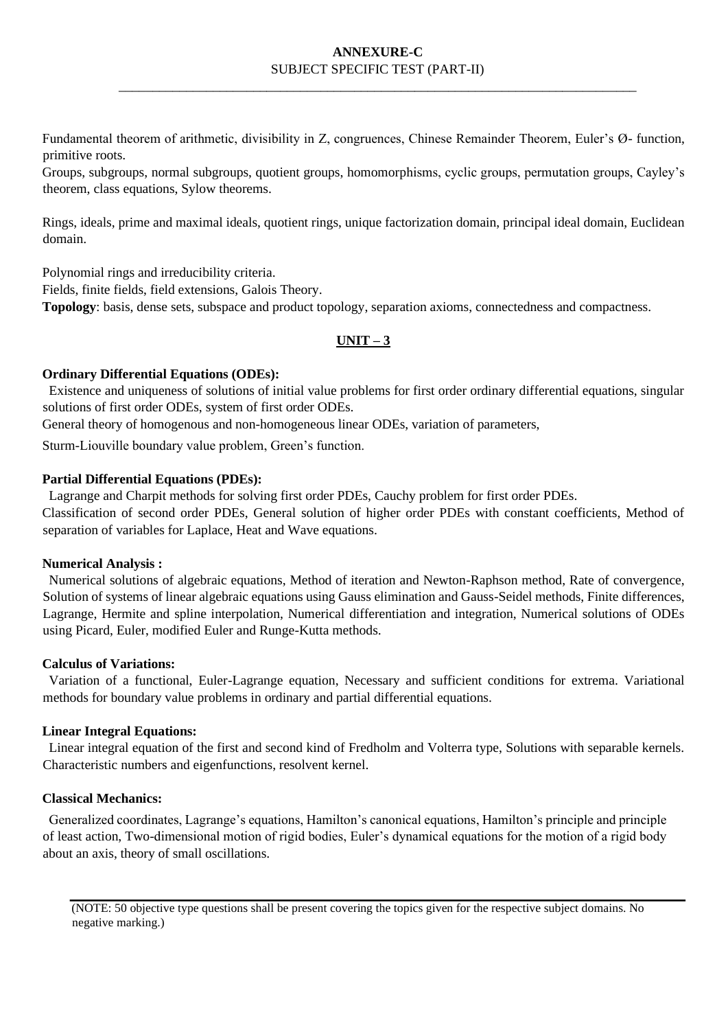**ANNEXURE-C**

SUBJECT SPECIFIC TEST (PART-II)

---

Fundamental theorem of arithmetic, divisibility in Z, congruences, Chinese Remainder Theorem, Euler's Ø- function, primitive roots.

Groups, subgroups, normal subgroups, quotient groups, homomorphisms, cyclic groups, permutation groups, Cayley's theorem, class equations, Sylow theorems.

Rings, ideals, prime and maximal ideals, quotient rings, unique factorization domain, principal ideal domain, Euclidean domain.

Polynomial rings and irreducibility criteria.

Fields, finite fields, field extensions, Galois Theory.

**Topology**: basis, dense sets, subspace and product topology, separation axioms, connectedness and compactness.

## UNIT – 3

### Ordinary Differential Equations (ODEs):

Existence and uniqueness of solutions of initial value problems for first order ordinary differential equations, singular solutions of first order ODEs, system of first order ODEs.

General theory of homogenous and non-homogeneous linear ODEs, variation of parameters,

Sturm-Liouville boundary value problem, Green's function.

### Partial Differential Equations (PDEs):

Lagrange and Charpit methods for solving first order PDEs, Cauchy problem for first order PDEs.

Classification of second order PDEs, General solution of higher order PDEs with constant coefficients, Method of separation of variables for Laplace, Heat and Wave equations.

### Numerical Analysis :

Numerical solutions of algebraic equations, Method of iteration and Newton-Raphson method, Rate of convergence, Solution of systems of linear algebraic equations using Gauss elimination and Gauss-Seidel methods, Finite differences, Lagrange, Hermite and spline interpolation, Numerical differentiation and integration, Numerical solutions of ODEs using Picard, Euler, modified Euler and Runge-Kutta methods.

### Calculus of Variations:

Variation of a functional, Euler-Lagrange equation, Necessary and sufficient conditions for extrema. Variational methods for boundary value problems in ordinary and partial differential equations.

### Linear Integral Equations:

Linear integral equation of the first and second kind of Fredholm and Volterra type, Solutions with separable kernels. Characteristic numbers and eigenfunctions, resolvent kernel.

### Classical Mechanics:

Generalized coordinates, Lagrange's equations, Hamilton's canonical equations, Hamilton's principle and principle of least action, Two-dimensional motion of rigid bodies, Euler's dynamical equations for the motion of a rigid body about an axis, theory of small oscillations.

---

(NOTE: 50 objective type questions shall be present covering the topics given for the respective subject domains. No negative marking.)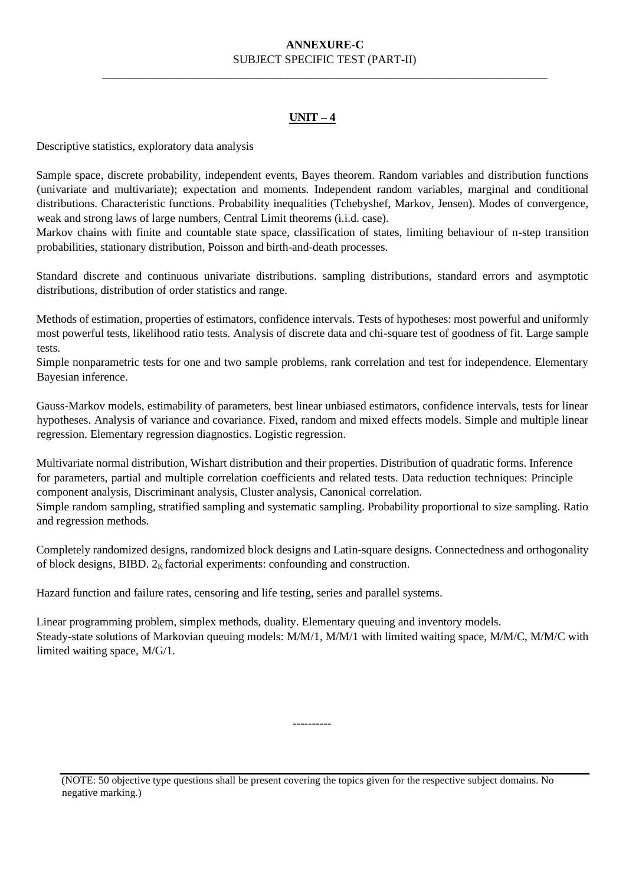**ANNEXURE-C**
SUBJECT SPECIFIC TEST (PART-II)

---

## UNIT – 4

Descriptive statistics, exploratory data analysis

Sample space, discrete probability, independent events, Bayes theorem. Random variables and distribution functions (univariate and multivariate); expectation and moments. Independent random variables, marginal and conditional distributions. Characteristic functions. Probability inequalities (Tchebyshef, Markov, Jensen). Modes of convergence, weak and strong laws of large numbers, Central Limit theorems (i.i.d. case).
Markov chains with finite and countable state space, classification of states, limiting behaviour of n-step transition probabilities, stationary distribution, Poisson and birth-and-death processes.

Standard discrete and continuous univariate distributions. sampling distributions, standard errors and asymptotic distributions, distribution of order statistics and range.

Methods of estimation, properties of estimators, confidence intervals. Tests of hypotheses: most powerful and uniformly most powerful tests, likelihood ratio tests. Analysis of discrete data and chi-square test of goodness of fit. Large sample tests.
Simple nonparametric tests for one and two sample problems, rank correlation and test for independence. Elementary Bayesian inference.

Gauss-Markov models, estimability of parameters, best linear unbiased estimators, confidence intervals, tests for linear hypotheses. Analysis of variance and covariance. Fixed, random and mixed effects models. Simple and multiple linear regression. Elementary regression diagnostics. Logistic regression.

Multivariate normal distribution, Wishart distribution and their properties. Distribution of quadratic forms. Inference for parameters, partial and multiple correlation coefficients and related tests. Data reduction techniques: Principle component analysis, Discriminant analysis, Cluster analysis, Canonical correlation.
Simple random sampling, stratified sampling and systematic sampling. Probability proportional to size sampling. Ratio and regression methods.

Completely randomized designs, randomized block designs and Latin-square designs. Connectedness and orthogonality of block designs, BIBD. $2_K$ factorial experiments: confounding and construction.

Hazard function and failure rates, censoring and life testing, series and parallel systems.

Linear programming problem, simplex methods, duality. Elementary queuing and inventory models.
Steady-state solutions of Markovian queuing models: M/M/1, M/M/1 with limited waiting space, M/M/C, M/M/C with limited waiting space, M/G/1.

----------

---

(NOTE: 50 objective type questions shall be present covering the topics given for the respective subject domains. No negative marking.)